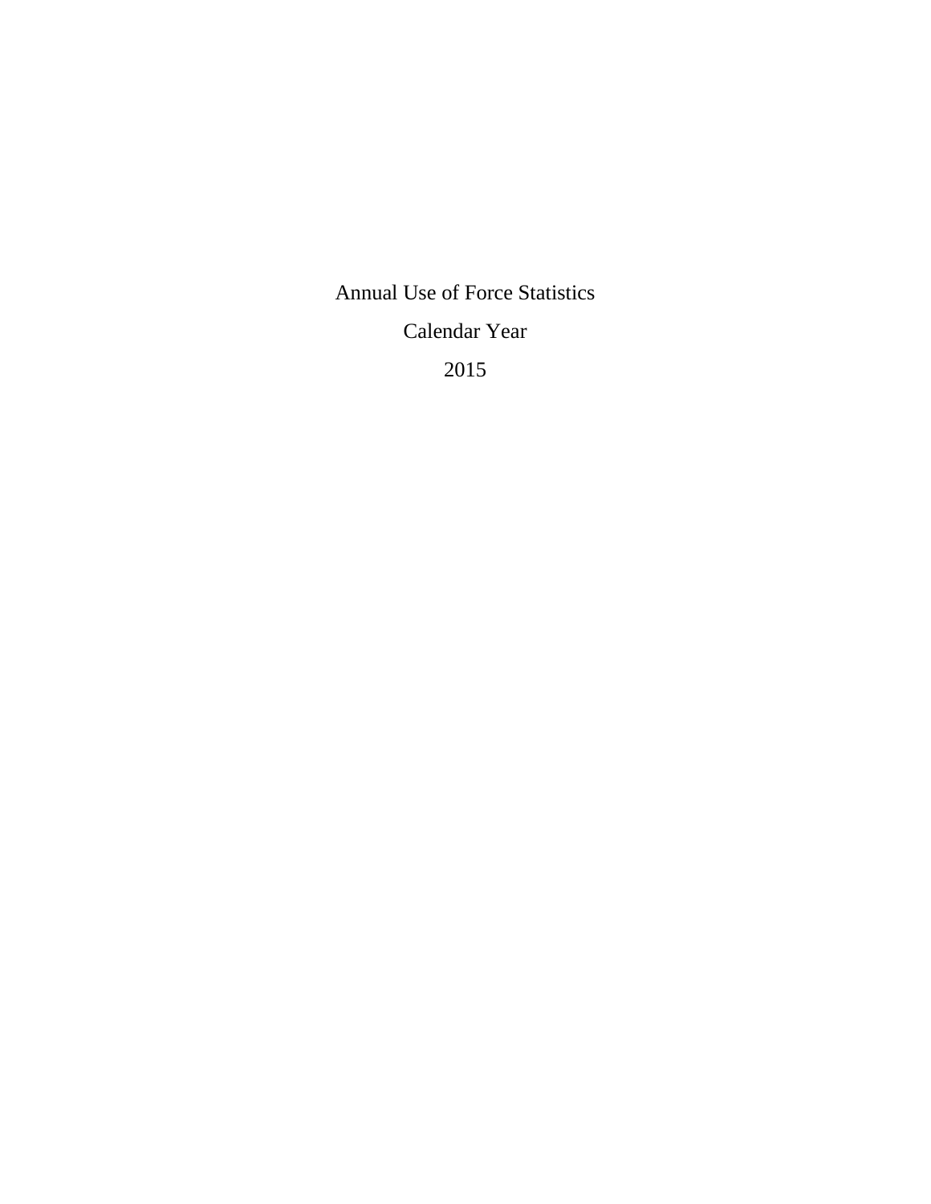# Annual Use of Force Statistics

## Calendar Year

## 2015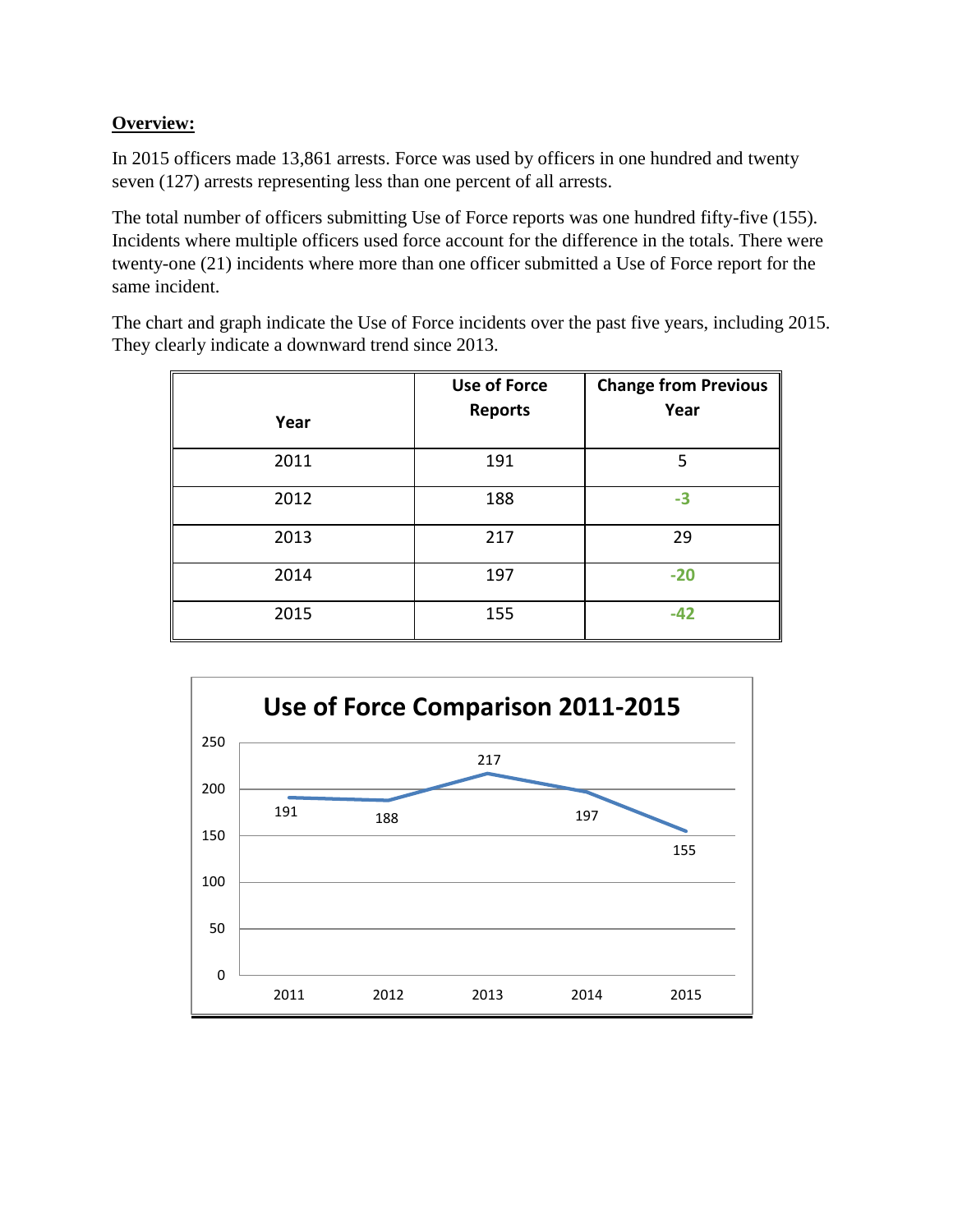**Overview:**

In 2015 officers made 13,861 arrests. Force was used by officers in one hundred and twenty seven (127) arrests representing less than one percent of all arrests.

The total number of officers submitting Use of Force reports was one hundred fifty-five (155). Incidents where multiple officers used force account for the difference in the totals. There were twenty-one (21) incidents where more than one officer submitted a Use of Force report for the same incident.

The chart and graph indicate the Use of Force incidents over the past five years, including 2015. They clearly indicate a downward trend since 2013.

| Year | Use of Force Reports | Change from Previous Year |
|---|---|---|
| 2011 | 191 | 5 |
| 2012 | 188 | -3 |
| 2013 | 217 | 29 |
| 2014 | 197 | -20 |
| 2015 | 155 | -42 |

**Use of Force Comparison 2011-2015**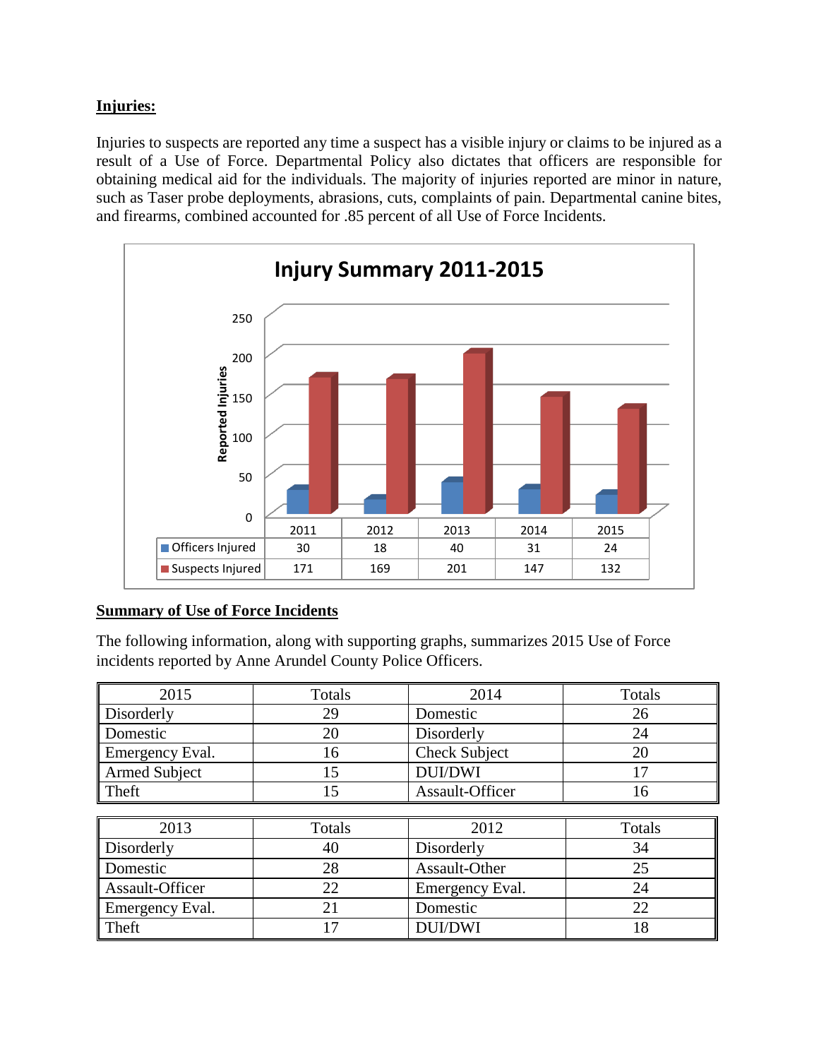**Injuries:**

Injuries to suspects are reported any time a suspect has a visible injury or claims to be injured as a result of a Use of Force. Departmental Policy also dictates that officers are responsible for obtaining medical aid for the individuals. The majority of injuries reported are minor in nature, such as Taser probe deployments, abrasions, cuts, complaints of pain. Departmental canine bites, and firearms, combined accounted for .85 percent of all Use of Force Incidents.

**Injury Summary 2011-2015**

| | 2011 | 2012 | 2013 | 2014 | 2015 |
|---|---|---|---|---|---|
| Officers Injured | 30 | 18 | 40 | 31 | 24 |
| Suspects Injured | 171 | 169 | 201 | 147 | 132 |

**Summary of Use of Force Incidents**

The following information, along with supporting graphs, summarizes 2015 Use of Force incidents reported by Anne Arundel County Police Officers.

| 2015 | Totals | 2014 | Totals |
|---|---|---|---|
| Disorderly | 29 | Domestic | 26 |
| Domestic | 20 | Disorderly | 24 |
| Emergency Eval. | 16 | Check Subject | 20 |
| Armed Subject | 15 | DUI/DWI | 17 |
| Theft | 15 | Assault-Officer | 16 |

| 2013 | Totals | 2012 | Totals |
|---|---|---|---|
| Disorderly | 40 | Disorderly | 34 |
| Domestic | 28 | Assault-Other | 25 |
| Assault-Officer | 22 | Emergency Eval. | 24 |
| Emergency Eval. | 21 | Domestic | 22 |
| Theft | 17 | DUI/DWI | 18 |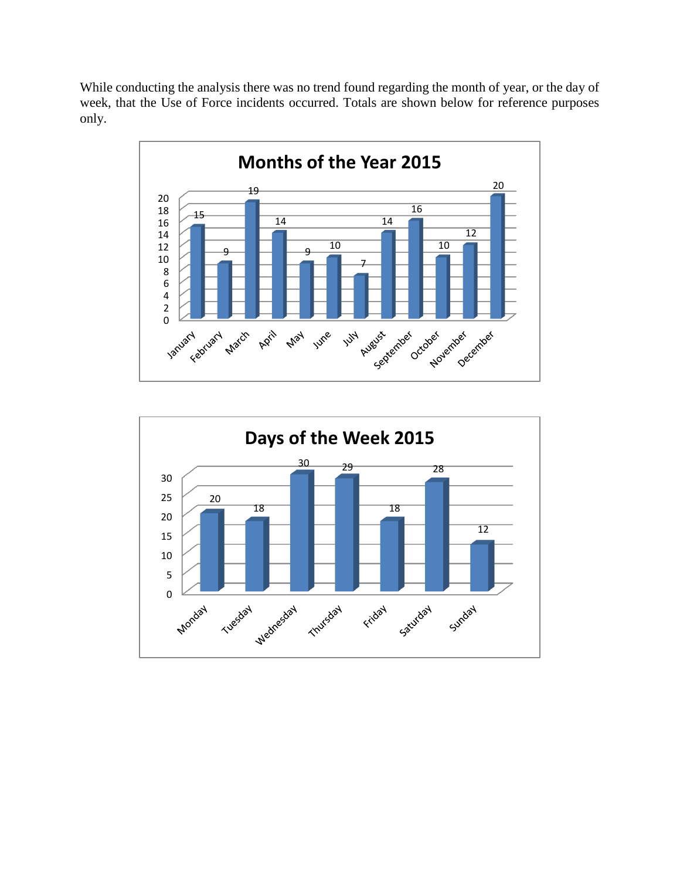While conducting the analysis there was no trend found regarding the month of year, or the day of week, that the Use of Force incidents occurred. Totals are shown below for reference purposes only.

**Months of the Year 2015**

| Month | Count |
|---|---|
| January | 15 |
| February | 9 |
| March | 19 |
| April | 14 |
| May | 9 |
| June | 10 |
| July | 7 |
| August | 14 |
| September | 16 |
| October | 10 |
| November | 12 |
| December | 20 |

**Days of the Week 2015**

| Day | Count |
|---|---|
| Monday | 20 |
| Tuesday | 18 |
| Wednesday | 30 |
| Thursday | 29 |
| Friday | 18 |
| Saturday | 28 |
| Sunday | 12 |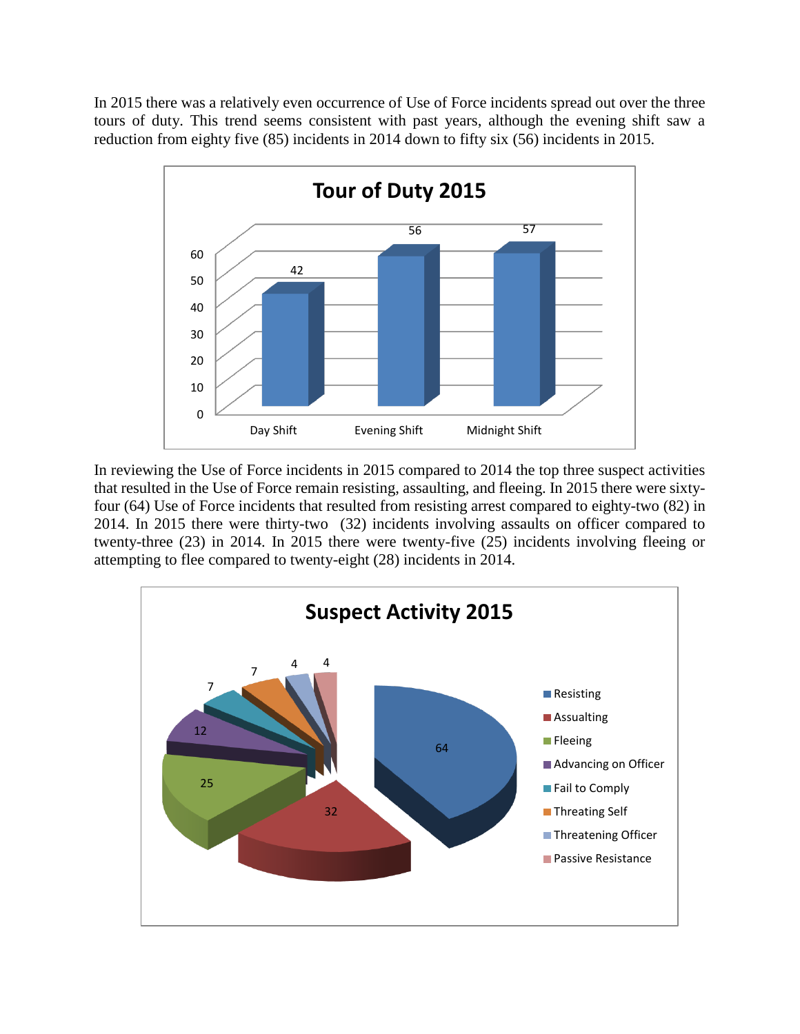In 2015 there was a relatively even occurrence of Use of Force incidents spread out over the three tours of duty. This trend seems consistent with past years, although the evening shift saw a reduction from eighty five (85) incidents in 2014 down to fifty six (56) incidents in 2015.

**Tour of Duty 2015**

| Tour of Duty | Incidents |
|---|---|
| Day Shift | 42 |
| Evening Shift | 56 |
| Midnight Shift | 57 |

In reviewing the Use of Force incidents in 2015 compared to 2014 the top three suspect activities that resulted in the Use of Force remain resisting, assaulting, and fleeing. In 2015 there were sixty-four (64) Use of Force incidents that resulted from resisting arrest compared to eighty-two (82) in 2014. In 2015 there were thirty-two (32) incidents involving assaults on officer compared to twenty-three (23) in 2014. In 2015 there were twenty-five (25) incidents involving fleeing or attempting to flee compared to twenty-eight (28) incidents in 2014.

**Suspect Activity 2015**

| Suspect Activity | Incidents |
|---|---|
| Resisting | 64 |
| Assaulting | 32 |
| Fleeing | 25 |
| Advancing on Officer | 12 |
| Fail to Comply | 7 |
| Threating Self | 7 |
| Threatening Officer | 4 |
| Passive Resistance | 4 |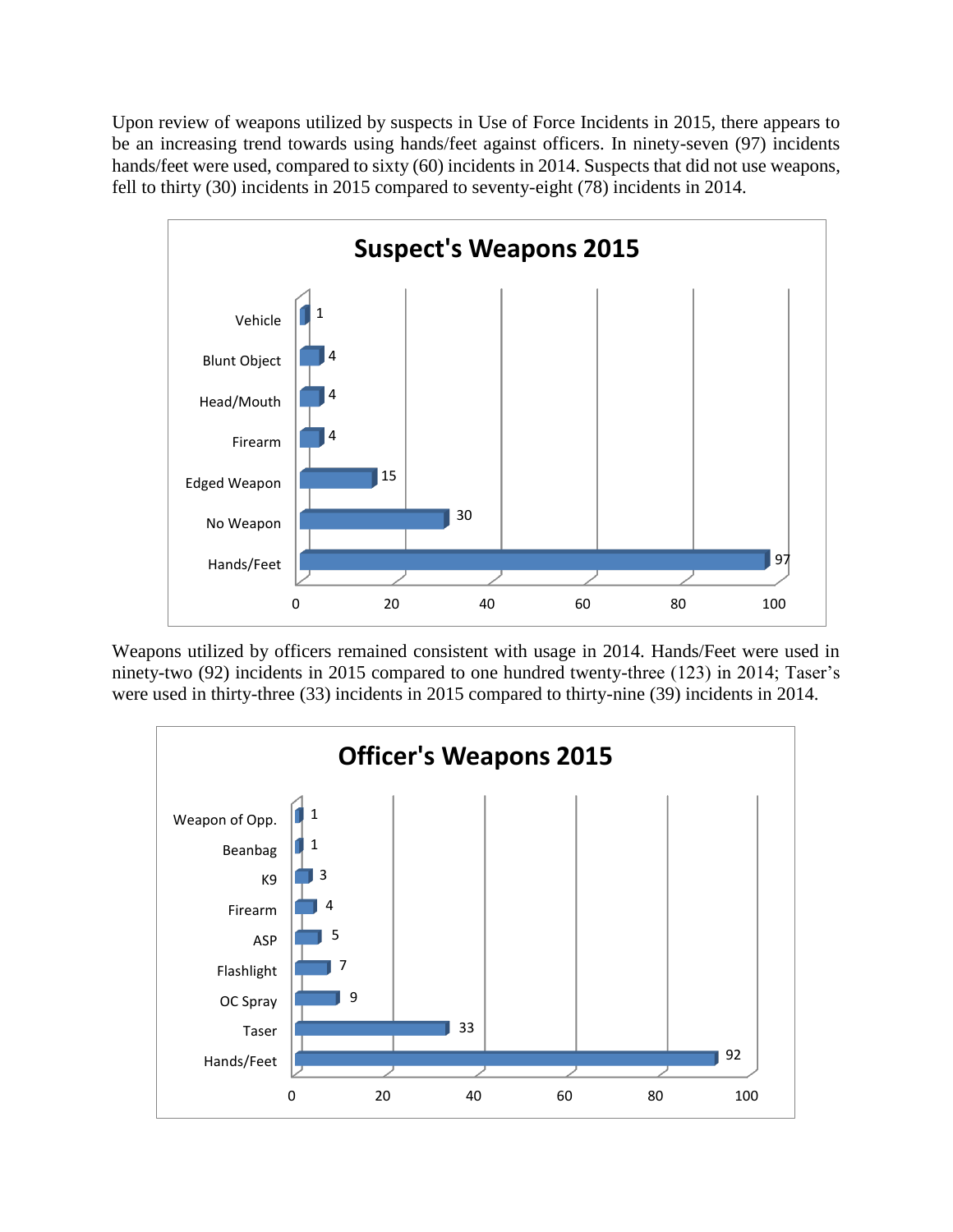Upon review of weapons utilized by suspects in Use of Force Incidents in 2015, there appears to be an increasing trend towards using hands/feet against officers. In ninety-seven (97) incidents hands/feet were used, compared to sixty (60) incidents in 2014. Suspects that did not use weapons, fell to thirty (30) incidents in 2015 compared to seventy-eight (78) incidents in 2014.

**Suspect's Weapons 2015**

| Weapon | Incidents |
|---|---|
| Vehicle | 1 |
| Blunt Object | 4 |
| Head/Mouth | 4 |
| Firearm | 4 |
| Edged Weapon | 15 |
| No Weapon | 30 |
| Hands/Feet | 97 |

Weapons utilized by officers remained consistent with usage in 2014. Hands/Feet were used in ninety-two (92) incidents in 2015 compared to one hundred twenty-three (123) in 2014; Taser's were used in thirty-three (33) incidents in 2015 compared to thirty-nine (39) incidents in 2014.

**Officer's Weapons 2015**

| Weapon | Incidents |
|---|---|
| Weapon of Opp. | 1 |
| Beanbag | 1 |
| K9 | 3 |
| Firearm | 4 |
| ASP | 5 |
| Flashlight | 7 |
| OC Spray | 9 |
| Taser | 33 |
| Hands/Feet | 92 |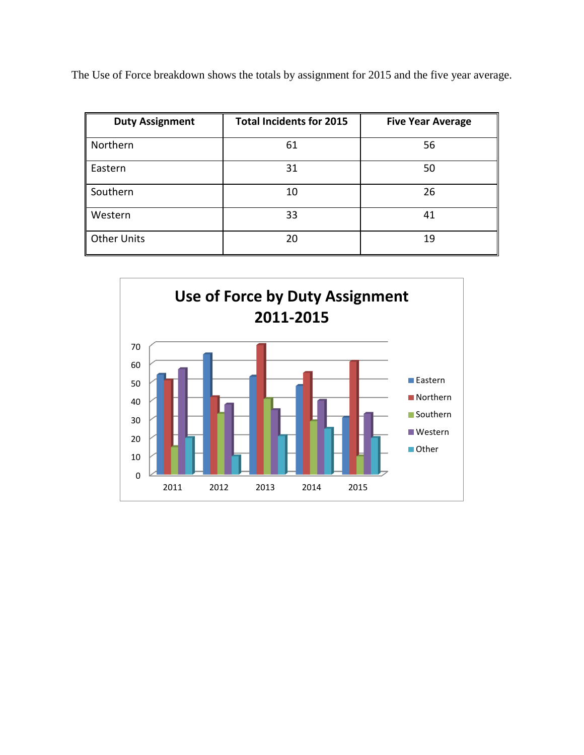The Use of Force breakdown shows the totals by assignment for 2015 and the five year average.

| Duty Assignment | Total Incidents for 2015 | Five Year Average |
|---|---|---|
| Northern | 61 | 56 |
| Eastern | 31 | 50 |
| Southern | 10 | 26 |
| Western | 33 | 41 |
| Other Units | 20 | 19 |

Use of Force by Duty Assignment
2011-2015

70
60
50
40
30
20
10
0

2011
2012
2013
2014
2015

Eastern
Northern
Southern
Western
Other